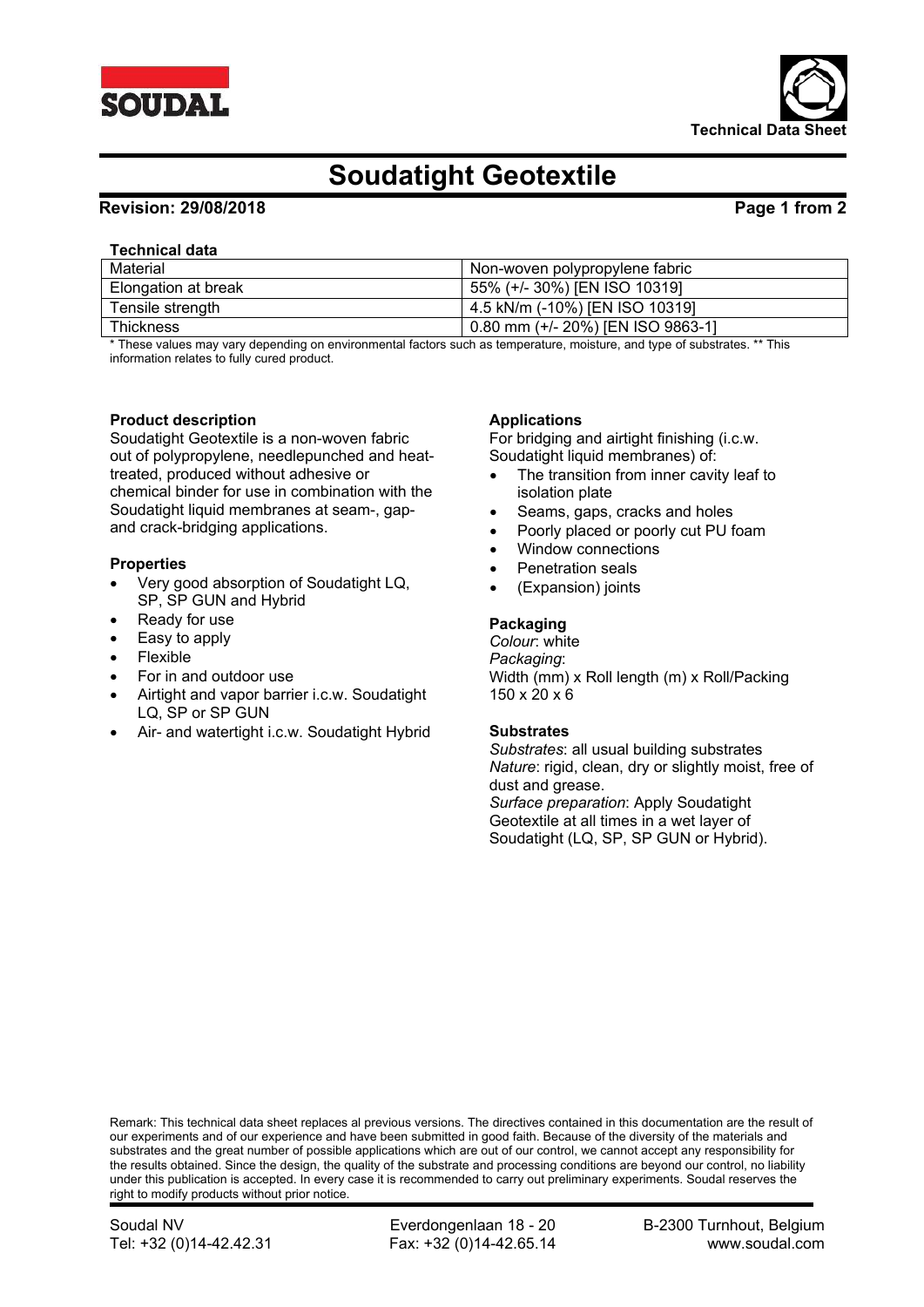# Soudatight Geotextile

**Revision: 29/08/2018**

**Technical data**

| Material | Non-woven polypropylene fabric |
| --- | --- |
| Elongation at break | 55% (+/- 30%) [EN ISO 10319] |
| Tensile strength | 4.5 kN/m (-10%) [EN ISO 10319] |
| Thickness | 0.80 mm (+/- 20%) [EN ISO 9863-1] |

* These values may vary depending on environmental factors such as temperature, moisture, and type of substrates. ** This information relates to fully cured product.

**Product description**
Soudatight Geotextile is a non-woven fabric out of polypropylene, needlepunched and heat-treated, produced without adhesive or chemical binder for use in combination with the Soudatight liquid membranes at seam-, gap- and crack-bridging applications.

**Properties**

- Very good absorption of Soudatight LQ, SP, SP GUN and Hybrid
- Ready for use
- Easy to apply
- Flexible
- For in and outdoor use
- Airtight and vapor barrier i.c.w. Soudatight LQ, SP or SP GUN
- Air- and watertight i.c.w. Soudatight Hybrid

**Applications**
For bridging and airtight finishing (i.c.w. Soudatight liquid membranes) of:

- The transition from inner cavity leaf to isolation plate
- Seams, gaps, cracks and holes
- Poorly placed or poorly cut PU foam
- Window connections
- Penetration seals
- (Expansion) joints

**Packaging**
*Colour*: white
*Packaging*:
Width (mm) x Roll length (m) x Roll/Packing
150 x 20 x 6

**Substrates**
*Substrates*: all usual building substrates
*Nature*: rigid, clean, dry or slightly moist, free of dust and grease.
*Surface preparation*: Apply Soudatight Geotextile at all times in a wet layer of Soudatight (LQ, SP, SP GUN or Hybrid).

Remark: This technical data sheet replaces al previous versions. The directives contained in this documentation are the result of our experiments and of our experience and have been submitted in good faith. Because of the diversity of the materials and substrates and the great number of possible applications which are out of our control, we cannot accept any responsibility for the results obtained. Since the design, the quality of the substrate and processing conditions are beyond our control, no liability under this publication is accepted. In every case it is recommended to carry out preliminary experiments. Soudal reserves the right to modify products without prior notice.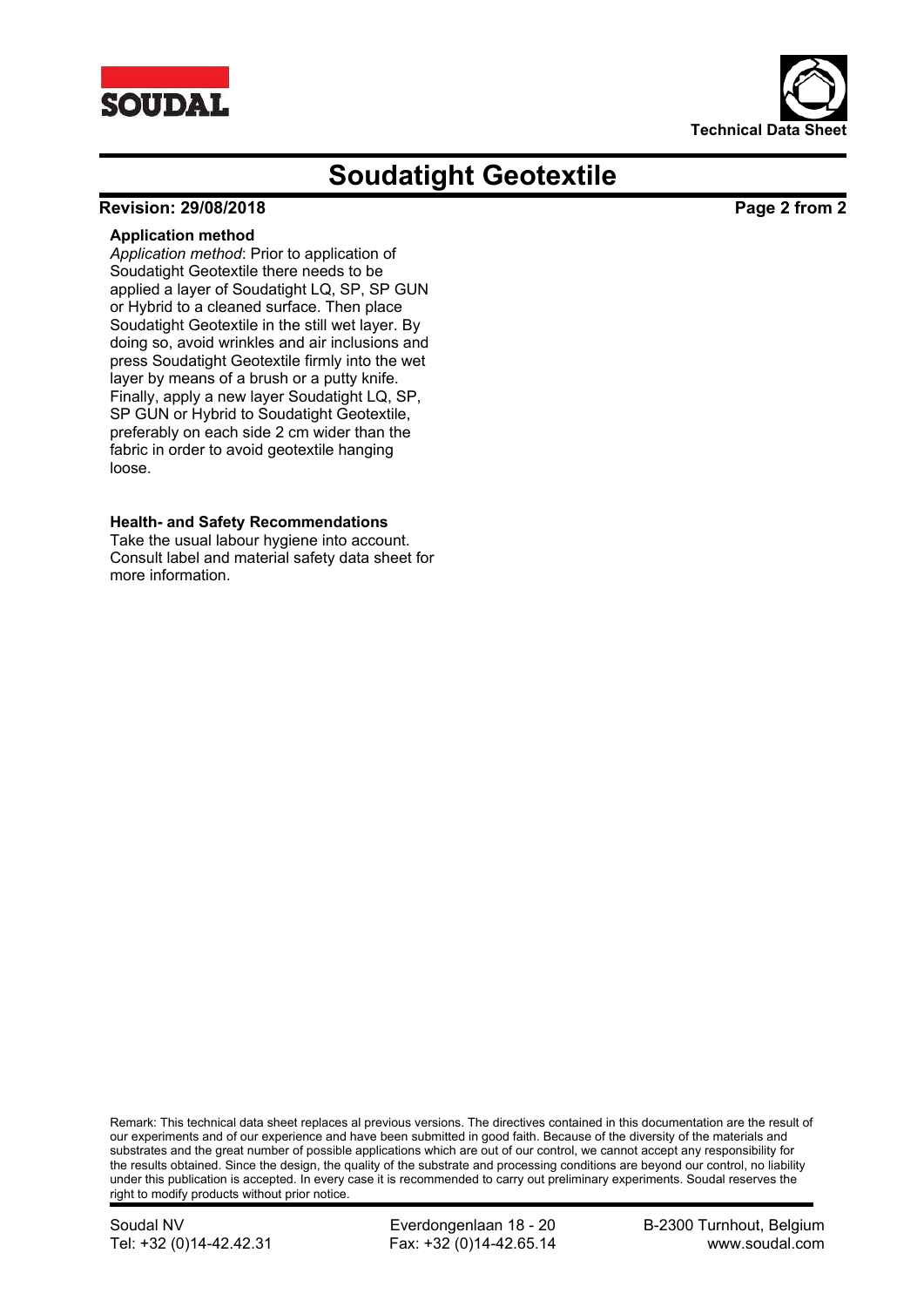### Application method

*Application method*: Prior to application of Soudatight Geotextile there needs to be applied a layer of Soudatight LQ, SP, SP GUN or Hybrid to a cleaned surface. Then place Soudatight Geotextile in the still wet layer. By doing so, avoid wrinkles and air inclusions and press Soudatight Geotextile firmly into the wet layer by means of a brush or a putty knife. Finally, apply a new layer Soudatight LQ, SP, SP GUN or Hybrid to Soudatight Geotextile, preferably on each side 2 cm wider than the fabric in order to avoid geotextile hanging loose.

### Health- and Safety Recommendations

Take the usual labour hygiene into account. Consult label and material safety data sheet for more information.

Remark: This technical data sheet replaces al previous versions. The directives contained in this documentation are the result of our experiments and of our experience and have been submitted in good faith. Because of the diversity of the materials and substrates and the great number of possible applications which are out of our control, we cannot accept any responsibility for the results obtained. Since the design, the quality of the substrate and processing conditions are beyond our control, no liability under this publication is accepted. In every case it is recommended to carry out preliminary experiments. Soudal reserves the right to modify products without prior notice.

Soudal NV — Everdongenlaan 18 - 20 — B-2300 Turnhout, Belgium
Tel: +32 (0)14-42.42.31 — Fax: +32 (0)14-42.65.14 — www.soudal.com